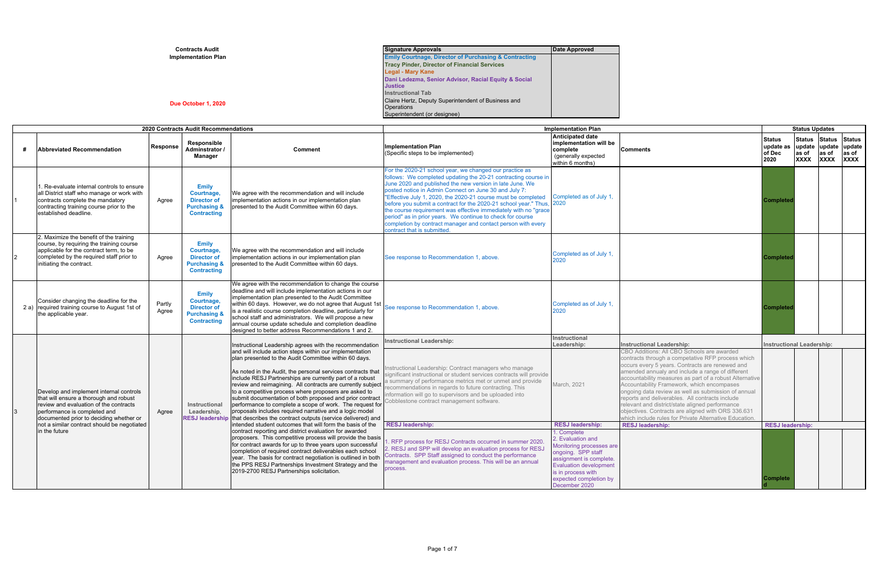**Contracts Audit Implementation Plan**

**Due October 1, 2020**

| Signature Approvals | Date Approved |
|---|---|
| **Emily Courtnage, Director of Purchasing & Contracting** | |
| **Tracy Pinder, Director of Financial Services** | |
| **Legal - Mary Kane** | |
| **Dani Ledezma, Senior Advisor, Racial Equity & Social Justice** | |
| **Instructional Tab** | |
| Claire Hertz, Deputy Superintendent of Business and Operations | |
| Superintendent (or designee) | |

| 2020 Contracts Audit Recommendations | | | | | Implementation Plan | | | Status Updates | | | |
|---|---|---|---|---|---|---|---|---|---|---|---|
| **#** | **Abbreviated Recommendation** | **Response** | **Responsible Adminstrator / Manager** | **Comment** | **Implementation Plan** (Specific steps to be implemented) | **Anticipated date implementation will be complete** (generally expected within 6 months) | **Comments** | **Status update as of Dec 2020** | **Status update as of XXXX** | **Status update as of XXXX** | **Status update as of XXXX** |
| 1 | 1. Re-evaluate internal controls to ensure all District staff who manage or work with contracts complete the mandatory contracting training course prior to the established deadline. | Agree | **Emily Courtnage, Director of Purchasing & Contracting** | We agree with the recommendation and will include implementation actions in our implementation plan presented to the Audit Committee within 60 days. | For the 2020-21 school year, we changed our practice as follows: We completed updating the 20-21 contracting course in June 2020 and published the new version in late June. We posted notice in Admin Connect on June 30 and July 7: "Effective July 1, 2020, the 2020-21 course must be completed before you submit a contract for the 2020-21 school year." Thus, the course requirement was effective immediately with no "grace period" as in prior years. We continue to check for course completion by contract manager and contact person with every contract that is submitted. | Completed as of July 1, 2020 | | **Completed** | | | |
| 2 | 2. Maximize the benefit of the training course, by requiring the training course applicable for the contract term, to be completed by the required staff prior to initiating the contract. | Agree | **Emily Courtnage, Director of Purchasing & Contracting** | We agree with the recommendation and will include implementation actions in our implementation plan presented to the Audit Committee within 60 days. | See response to Recommendation 1, above. | Completed as of July 1, 2020 | | **Completed** | | | |
| 2 a) | Consider changing the deadline for the required training course to August 1st of the applicable year. | Partly Agree | **Emily Courtnage, Director of Purchasing & Contracting** | We agree with the recommendation to change the course deadline and will include implementation actions in our implementation plan presented to the Audit Committee within 60 days. However, we do not agree that August 1st is a realistic course completion deadline, particularly for school staff and administrators. We will propose a new annual course update schedule and completion deadline designed to better address Recommendations 1 and 2. | See response to Recommendation 1, above. | Completed as of July 1, 2020 | | **Completed** | | | |
| 3 | Develop and implement internal controls that will ensure a thorough and robust review and evaluation of the contracts performance is completed and documented prior to deciding whether or not a similar contract should be negotiated in the future | Agree | **Instructional Leadership, RESJ leadership** | Instructional Leadership agrees with the recommendation and will include action steps within our implementation plan presented to the Audit Committee within 60 days. As noted in the Audit, the personal services contracts that include RESJ Partnerships are currently part of a robust review and reimagining. All contracts are currently subject to a competitive process where proposers are asked to submit documentation of both proposed and prior contract performance to complete a scope of work. The request for proposals includes required narrative and a logic model that describes the contract outputs (service delivered) and intended student outcomes that will form the basis of the contract reporting and district evaluation for awarded proposers. This competitive process will provide the basis for contract awards for up to three years upon successful completion of required contract deliverables each school year. The basis for contract negotiation is outlined in both the PPS RESJ Partnerships Investment Strategy and the 2019-2700 RESJ Partnerships solicitation. | **Instructional Leadership:** | **Instructional Leadership:** | **Instructional Leadership:** | **Instructional Leadership:** | | | |
| | | | | | Instructional Leadership: Contract managers who manage significant instructional or student services contracts will provide a summary of performance metrics met or unmet and provide recommendations in regards to future contracting. This information will go to supervisors and be uploaded into Cobblestone contract management software. | March, 2021 | CBO Additions: All CBO Schools are awarded contracts through a competative RFP process which occurs every 5 years. Contracts are renewed and amended annually and include a range of different accountability measures as part of a robust Alternative Accountability Framework, which encompases ongoing data review as well as submission of annual reports and deliverables. All contracts include relevant and district/state aligned performance objectives. Contracts are aligned with ORS 336.631 which include rules for Private Alternative Education. | | | | |
| | | | | | **RESJ leadership:** | **RESJ leadership:** | **RESJ leadership:** | **RESJ leadership:** | | | |
| | | | | | 1. RFP process for RESJ Contracts occurred in summer 2020. 2. RESJ and SPP will develop an evaluation process for RESJ Contracts. SPP Staff assigned to conduct the performance management and evaluation process. This will be an annual process. | 1. Complete 2. Evaluation and Monitoring processes are ongoing. SPP staff assignment is complete. Evaluation development is in process with expected completion by December 2020 | | **Completed** | | | |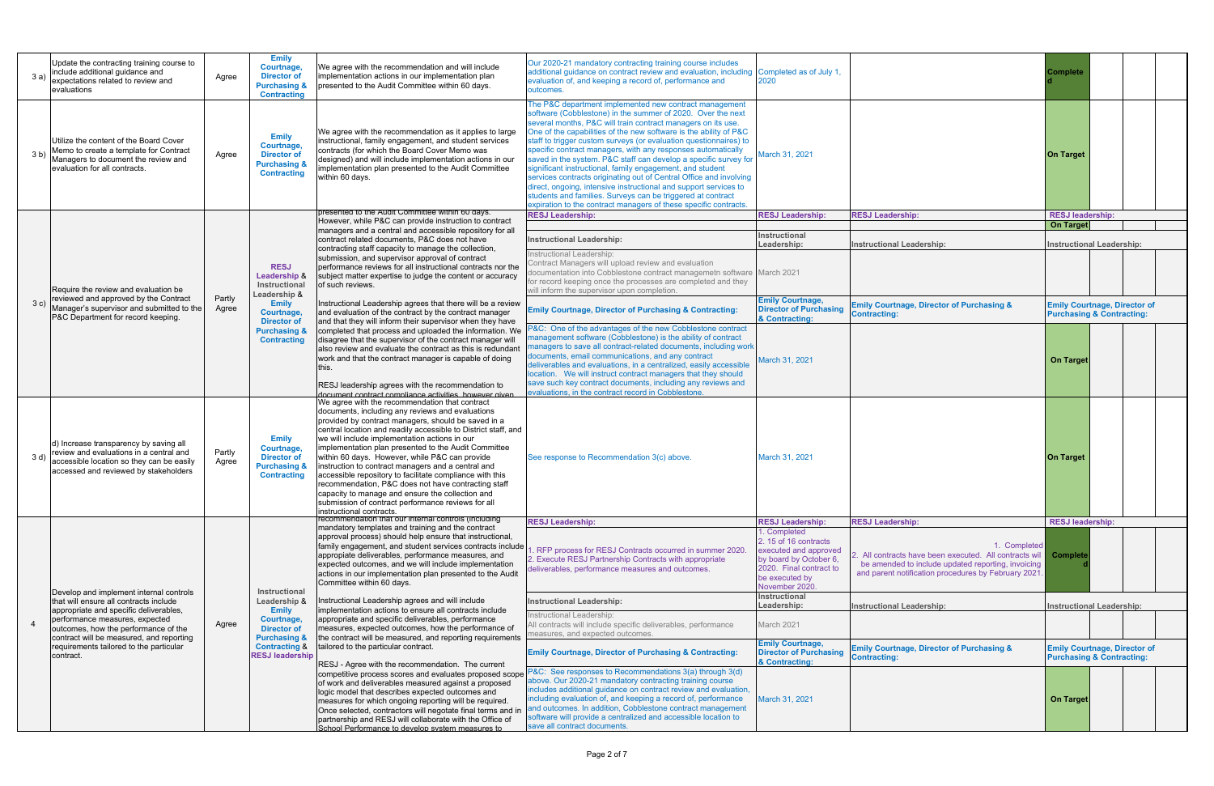| # | Recommendation | Response | Responsible | Management Response | Implementation Actions | Target Date | Status Notes | Status | | | |
|---|---|---|---|---|---|---|---|---|---|---|---|
| 3 a) | Update the contracting training course to include additional guidance and expectations related to review and evaluations | Agree | Emily Courtnage, Director of Purchasing & Contracting | We agree with the recommendation and will include implementation actions in our implementation plan presented to the Audit Committee within 60 days. | Our 2020-21 mandatory contracting training course includes additional guidance on contract review and evaluation, including evaluation of, and keeping a record of, performance and outcomes. | Completed as of July 1, 2020 | | Completed | | | |
| 3 b) | Utilize the content of the Board Cover Memo to create a template for Contract Managers to document the review and evaluation for all contracts. | Agree | Emily Courtnage, Director of Purchasing & Contracting | We agree with the recommendation as it applies to large instructional, family engagement, and student services contracts (for which the Board Cover Memo was designed) and will include implementation actions in our implementation plan presented to the Audit Committee within 60 days. | The P&C department implemented new contract management software (Cobblestone) in the summer of 2020. Over the next several months, P&C will train contract managers on its use. One of the capabilities of the new software is the ability of P&C staff to trigger custom surveys (or evaluation questionnaires) to specific contract managers, with any responses automatically saved in the system. P&C staff can develop a specific survey for significant instructional, family engagement, and student services contracts originating out of Central Office and involving direct, ongoing, intensive instructional and support services to students and families. Surveys can be triggered at contract expiration to the contract managers of these specific contracts. | March 31, 2021 | | On Target | | | |
| 3 c) | Require the review and evaluation be reviewed and approved by the Contract Manager's supervisor and submitted to the P&C Department for record keeping. | Partly Agree | RESJ Leadership & Instructional Leadership & Emily Courtnage, Director of Purchasing & Contracting | presented to the Audit Committee within 60 days. However, while P&C can provide instruction to contract managers and a central and accessible repository for all contract related documents, P&C does not have contracting staff capacity to manage the collection, submission, and supervisor approval of contract performance reviews for all instructional contracts nor the subject matter expertise to judge the content or accuracy of such reviews.<br><br>Instructional Leadership agrees that there will be a review and evaluation of the contract by the contract manager and that they will inform their supervisor when they have completed that process and uploaded the information. We disagree that the supervisor of the contract manager will also review and evaluate the contract as this is redundant work and that the contract manager is capable of doing this.<br><br>RESJ leadership agrees with the recommendation to document contract compliance activities, however given | **RESJ Leadership:** | **RESJ Leadership:** | **RESJ Leadership:** | **RESJ leadership:** On Target | | | |
| | | | | | **Instructional Leadership:** | **Instructional Leadership:** | **Instructional Leadership:** | **Instructional Leadership:** | | | |
| | | | | | Instructional Leadership: Contract Managers will upload review and evaluation documentation into Cobblestone contract managemetn software for record keeping once the processes are completed and they will inform the supervisor upon completion. | March 2021 | | | | | |
| | | | | | **Emily Courtnage, Director of Purchasing & Contracting:** | **Emily Courtnage, Director of Purchasing & Contracting:** | **Emily Courtnage, Director of Purchasing & Contracting:** | **Emily Courtnage, Director of Purchasing & Contracting:** | | | |
| | | | | | P&C: One of the advantages of the new Cobblestone contract management software (Cobblestone) is the ability of contract managers to save all contract-related documents, including work documents, email communications, and any contract deliverables and evaluations, in a centralized, easily accessible location. We will instruct contract managers that they should save such key contract documents, including any reviews and evaluations, in the contract record in Cobblestone. | March 31, 2021 | | On Target | | | |
| 3 d) | d) Increase transparency by saving all review and evaluations in a central and accessible location so they can be easily accessed and reviewed by stakeholders | Partly Agree | Emily Courtnage, Director of Purchasing & Contracting | We agree with the recommendation that contract documents, including any reviews and evaluations provided by contract managers, should be saved in a central location and readily accessible to District staff, and we will include implementation actions in our implementation plan presented to the Audit Committee within 60 days. However, while P&C can provide instruction to contract managers and a central and accessible repository to facilitate compliance with this recommendation, P&C does not have contracting staff capacity to manage and ensure the collection and submission of contract performance reviews for all instructional contracts. | See response to Recommendation 3(c) above. | March 31, 2021 | | On Target | | | |
| 4 | Develop and implement internal controls that will ensure all contracts include appropriate and specific deliverables, performance measures, expected outcomes, how the performance of the contract will be measured, and reporting requirements tailored to the particular contract. | Agree | Instructional Leadership & Emily Courtnage, Director of Purchasing & Contracting & RESJ leadership | recommendation that our internal controls (including mandatory templates and training and the contract approval process) should help ensure that instructional, family engagement, and student services contracts include appropriate deliverables, performance measures, and expected outcomes, and we will include implementation actions in our implementation plan presented to the Audit Committee within 60 days.<br><br>Instructional Leadership agrees and will include implementation actions to ensure all contracts include appropriate and specific deliverables, performance measures, expected outcomes, how the performance of the contract will be measured, and reporting requirements tailored to the particular contract.<br><br>RESJ - Agree with the recommendation. The current competitive process scores and evaluates proposed scope of work and deliverables measured against a proposed logic model that describes expected outcomes and measures for which ongoing reporting will be required. Once selected, contractors will negotiate final terms and in partnership and RESJ will collaborate with the Office of School Performance to develop system measures to | **RESJ Leadership:**<br>1. RFP process for RESJ Contracts occurred in summer 2020.<br>2. Execute RESJ Partnership Contracts with appropriate deliverables, performance measures and outcomes. | **RESJ Leadership:**<br>1. Completed<br>2. 15 of 16 contracts executed and approved by board by October 6, 2020. Final contract to be executed by November 2020. | **RESJ Leadership:**<br>1. Completed<br>2. All contracts have been executed. All contracts wil be amended to include updated reporting, invoicing and parent notification procedures by February 2021. | **RESJ leadership:** Completed | | | |
| | | | | | **Instructional Leadership:** | **Instructional Leadership:** | **Instructional Leadership:** | **Instructional Leadership:** | | | |
| | | | | | Instructional Leadership: All contracts will include specific deliverables, performance measures, and expected outcomes. | March 2021 | | | | | |
| | | | | | **Emily Courtnage, Director of Purchasing & Contracting:** | **Emily Courtnage, Director of Purchasing & Contracting:** | **Emily Courtnage, Director of Purchasing & Contracting:** | **Emily Courtnage, Director of Purchasing & Contracting:** | | | |
| | | | | | P&C: See responses to Recommendations 3(a) through 3(d) above. Our 2020-21 mandatory contracting training course includes additional guidance on contract review and evaluation, including evaluation of, and keeping a record of, performance and outcomes. In addition, Cobblestone contract management software will provide a centralized and accessible location to save all contract documents. | March 31, 2021 | | On Target | | | |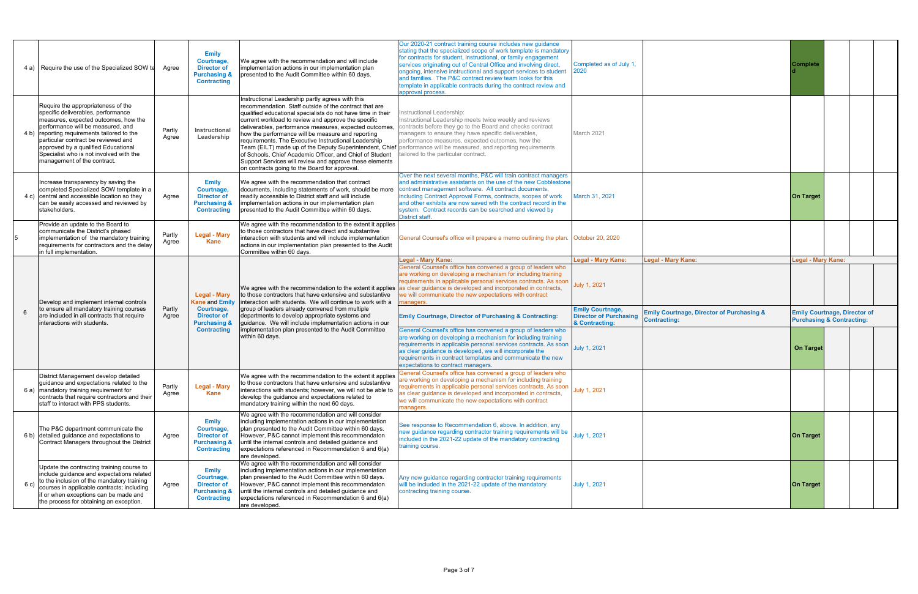| | | | | | | | | | | |
|---|---|---|---|---|---|---|---|---|---|---|
| 4 a) | Require the use of the Specialized SOW te | Agree | **Emily Courtnage, Director of Purchasing & Contracting** | We agree with the recommendation and will include implementation actions in our implementation plan presented to the Audit Committee within 60 days. | Our 2020-21 contract training course includes new guidance stating that the specialized scope of work template is mandatory for contracts for student, instructional, or family engagement services originating out of Central Office and involving direct, ongoing, intensive instructional and support services to student and families. The P&C contract review team looks for this template in applicable contracts during the contract review and approval process. | Completed as of July 1, 2020 | | **Complete d** | | |
| 4 b) | Require the appropriateness of the specific deliverables, performance measures, expected outcomes, how the performance will be measured, and reporting requirements tailored to the particular contract be reviewed and approved by a qualified Educational Specialist who is not involved with the management of the contract. | Partly Agree | **Instructional Leadership** | Instructional Leadership partly agrees with this recommendation. Staff outside of the contract that are qualified educational specialists do not have time in their current workload to review and approve the specific deliverables, performance measures, expected outcomes, how the performance will be measure and reporting requirements. The Executive Instructional Leadership Team (EILT) made up of the Deputy Superintendent, Chief of Schools, Chief Academic Officer, and Chief of Student Support Services will review and approve these elements on contracts going to the Board for approval. | Instructional Leadership: Instructional Leadership meets twice weekly and reviews contracts before they go to the Board and checks contract managers to ensure they have specific deliverables, performance measures, expected outcomes, how the performance will be measured, and reporting requirements tailored to the particular contract. | March 2021 | | | | |
| 4 c) | Increase transparency by saving the completed Specialized SOW template in a central and accessible location so they can be easily accessed and reviewed by stakeholders. | Agree | **Emily Courtnage, Director of Purchasing & Contracting** | We agree with the recommendation that contract documents, including statements of work, should be more readily accessible to District staff and will include implementation actions in our implementation plan presented to the Audit Committee within 60 days. | Over the next several months, P&C will train contract managers and administrative assistants on the use of the new Cobblestone contract management software. All contract documents, including Contract Approval Forms, contracts, scopes of work and other exhibits are now saved wth the contract record in the system. Contract records can be searched and viewed by District staff. | March 31, 2021 | | **On Target** | | |
| 5 | Provide an update to the Board to communicate the District's phased implementation of the mandatory training requirements for contractors and the delay in full implementation. | Partly Agree | **Legal - Mary Kane** | We agree with the recommendation to the extent it applies to those contractors that have direct and substantive interaction with students and will include implementation actions in our implementation plan presented to the Audit Committee within 60 days. | General Counsel's office will prepare a memo outlining the plan. | October 20, 2020 | | | | |
| 6 | Develop and implement internal controls to ensure all mandatory training courses are included in all contracts that require interactions with students. | Partly Agree | **Legal - Mary Kane and Emily Courtnage, Director of Purchasing & Contracting** | We agree with the recommendation to the extent it applies to those contractors that have extensive and substantive interaction with students. We will continue to work with a group of leaders already convened from multiple departments to develop appropriate systems and guidance. We will include implementation actions in our implementation plan presented to the Audit Committee within 60 days. | **Legal - Mary Kane:** General Counsel's office has convened a group of leaders who are working on developing a mechanism for including training requirements in applicable personal services contracts. As soon as clear guidance is developed and incorporated in contracts, we will communicate the new expectations with contract managers. | **Legal - Mary Kane:** July 1, 2021 | **Legal - Mary Kane:** | **Legal - Mary Kane:** | | |
| | | | | | **Emily Courtnage, Director of Purchasing & Contracting:** General Counsel's office has convened a group of leaders who are working on developing a mechanism for including training requirements in applicable personal services contracts. As soon as clear guidance is developed, we will incorporate the requirements in contract templates and communicate the new expectations to contract managers. | **Emily Courtnage, Director of Purchasing & Contracting:** July 1, 2021 | **Emily Courtnage, Director of Purchasing & Contracting:** | **Emily Courtnage, Director of Purchasing & Contracting:** On Target | | |
| 6 a) | District Management develop detailed guidance and expectations related to the mandatory training requirement for contracts that require contractors and their staff to interact with PPS students. | Partly Agree | **Legal - Mary Kane** | We agree with the recommendation to the extent it applies to those contractors that have extensive and substantive interactions with students; however, we will not be able to develop the guidance and expectations related to mandatory training within the next 60 days. | General Counsel's office has convened a group of leaders who are working on developing a mechanism for including training requirements in applicable personal services contracts. As soon as clear guidance is developed and incorporated in contracts, we will communicate the new expectations with contract managers. | July 1, 2021 | | | | |
| 6 b) | The P&C department communicate the detailed guidance and expectations to Contract Managers throughout the District | Agree | **Emily Courtnage, Director of Purchasing & Contracting** | We agree with the recommendation and will consider including implementation actions in our implementation plan presented to the Audit Committee within 60 days. However, P&C cannot implement this recommendation until the internal controls and detailed guidance and expectations referenced in Recommendation 6 and 6(a) are developed. | See response to Recommendation 6, above. In addition, any new guidance regarding contractor training requirements will be included in the 2021-22 update of the mandatory contracting training course. | July 1, 2021 | | **On Target** | | |
| 6 c) | Update the contracting training course to include guidance and expectations related to the inclusion of the mandatory training courses in applicable contracts; including if or when exceptions can be made and the process for obtaining an exception. | Agree | **Emily Courtnage, Director of Purchasing & Contracting** | We agree with the recommendation and will consider including implementation actions in our implementation plan presented to the Audit Committee within 60 days. However, P&C cannot implement this recommendation until the internal controls and detailed guidance and expectations referenced in Recommendation 6 and 6(a) are developed. | Any new guidance regarding contractor training requirements will be included in the 2021-22 update of the mandatory contracting training course. | July 1, 2021 | | **On Target** | | |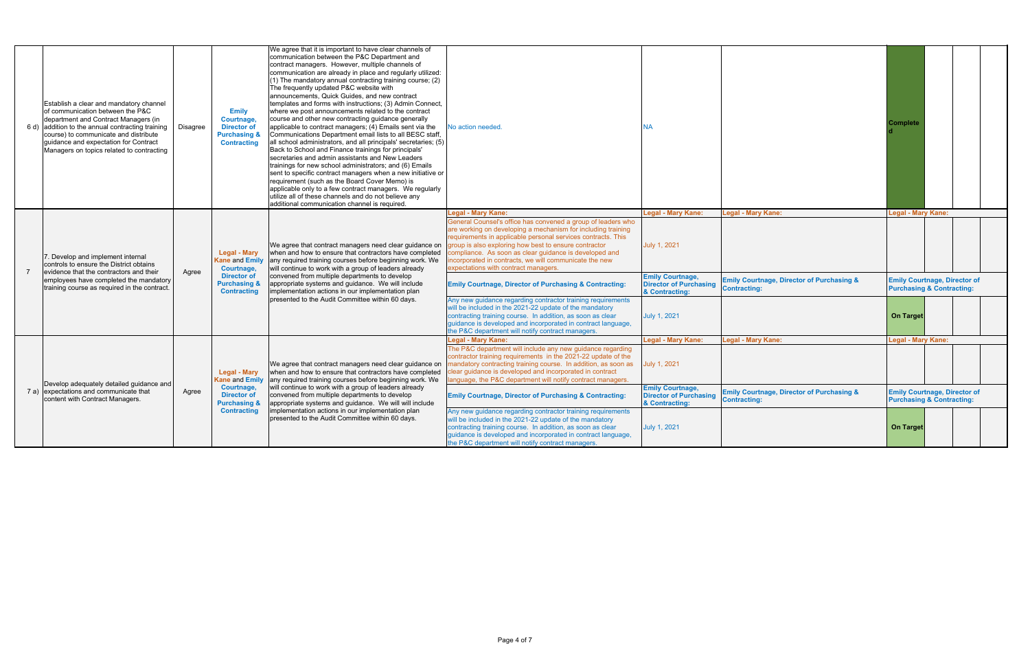| | | | | | | | | | | | |
|---|---|---|---|---|---|---|---|---|---|---|---|
| 6 d) | Establish a clear and mandatory channel of communication between the P&C department and Contract Managers (in addition to the annual contracting training course) to communicate and distribute guidance and expectation for Contract Managers on topics related to contracting | Disagree | **Emily Courtnage, Director of Purchasing & Contracting** | We agree that it is important to have clear channels of communication between the P&C Department and contract managers. However, multiple channels of communication are already in place and regularly utilized: (1) The mandatory annual contracting training course; (2) The frequently updated P&C website with announcements, Quick Guides, and new contract templates and forms with instructions; (3) Admin Connect, where we post announcements related to the contract course and other new contracting guidance generally applicable to contract managers; (4) Emails sent via the Communications Department email lists to all BESC staff, all school administrators, and all principals' secretaries; (5) Back to School and Finance trainings for principals' secretaries and admin assistants and New Leaders trainings for new school administrators; and (6) Emails sent to specific contract managers when a new initiative or requirement (such as the Board Cover Memo) is applicable only to a few contract managers. We regularly utilize all of these channels and do not believe any additional communication channel is required. | No action needed. | NA | | **Completed** | | | |
| 7 | 7. Develop and implement internal controls to ensure the District obtains evidence that the contractors and their employees have completed the mandatory training course as required in the contract. | Agree | **Legal - Mary Kane and Emily Courtnage, Director of Purchasing & Contracting** | We agree that contract managers need clear guidance on when and how to ensure that contractors have completed any required training courses before beginning work. We will continue to work with a group of leaders already convened from multiple departments to develop appropriate systems and guidance. We will include implementation actions in our implementation plan presented to the Audit Committee within 60 days. | **Legal - Mary Kane:** | **Legal - Mary Kane:** | **Legal - Mary Kane:** | **Legal - Mary Kane:** | | | |
| | | | | | General Counsel's office has convened a group of leaders who are working on developing a mechanism for including training requirements in applicable personal services contracts. This group is also exploring how best to ensure contractor compliance. As soon as clear guidance is developed and incorporated in contracts, we will communicate the new expectations with contract managers. | July 1, 2021 | | | | | |
| | | | | | **Emily Courtnage, Director of Purchasing & Contracting:** | **Emily Courtnage, Director of Purchasing & Contracting:** | **Emily Courtnage, Director of Purchasing & Contracting:** | **Emily Courtnage, Director of Purchasing & Contracting:** | | | |
| | | | | | Any new guidance regarding contractor training requirements will be included in the 2021-22 update of the mandatory contracting training course. In addition, as soon as clear guidance is developed and incorporated in contract language, the P&C department will notify contract managers. | July 1, 2021 | | **On Target** | | | |
| 7 a) | Develop adequately detailed guidance and expectations and communicate that content with Contract Managers. | Agree | **Legal - Mary Kane and Emily Courtnage, Director of Purchasing & Contracting** | We agree that contract managers need clear guidance on when and how to ensure that contractors have completed any required training courses before beginning work. We will continue to work with a group of leaders already convened from multiple departments to develop appropriate systems and guidance. We will include implementation actions in our implementation plan presented to the Audit Committee within 60 days. | **Legal - Mary Kane:** | **Legal - Mary Kane:** | **Legal - Mary Kane:** | **Legal - Mary Kane:** | | | |
| | | | | | The P&C department will include any new guidance regarding contractor training requirements in the 2021-22 update of the mandatory contracting training course. In addition, as soon as clear guidance is developed and incorporated in contract language, the P&C department will notify contract managers. | July 1, 2021 | | | | | |
| | | | | | **Emily Courtnage, Director of Purchasing & Contracting:** | **Emily Courtnage, Director of Purchasing & Contracting:** | **Emily Courtnage, Director of Purchasing & Contracting:** | **Emily Courtnage, Director of Purchasing & Contracting:** | | | |
| | | | | | Any new guidance regarding contractor training requirements will be included in the 2021-22 update of the mandatory contracting training course. In addition, as soon as clear guidance is developed and incorporated in contract language, the P&C department will notify contract managers. | July 1, 2021 | | **On Target** | | | |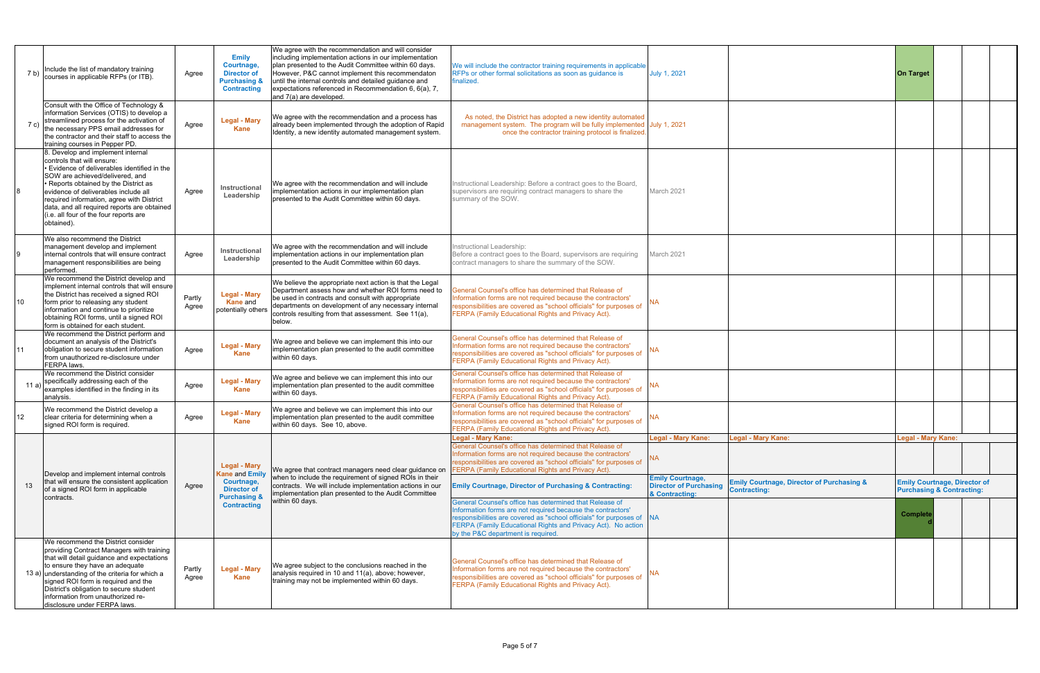| | | | | | | | | | | | |
|---|---|---|---|---|---|---|---|---|---|---|---|
| 7 b) | Include the list of mandatory training courses in applicable RFPs (or ITB). | Agree | **Emily Courtnage, Director of Purchasing & Contracting** | We agree with the recommendation and will consider including implementation actions in our implementation plan presented to the Audit Committee within 60 days. However, P&C cannot implement this recommendaton until the internal controls and detailed guidance and expectations referenced in Recommendation 6, 6(a), 7, and 7(a) are developed. | We will include the contractor training requirements in applicable RFPs or other formal solicitations as soon as guidance is finalized. | July 1, 2021 | | **On Target** | | | |
| 7 c) | Consult with the Office of Technology & information Services (OTIS) to develop a streamlined process for the activation of the necessary PPS email addresses for the contractor and their staff to access the training courses in Pepper PD. | Agree | **Legal - Mary Kane** | We agree with the recommendation and a process has already been implemented through the adoption of Rapid Identity, a new identity automated management system. | As noted, the District has adopted a new identity automated management system. The program will be fully implemented once the contractor training protocol is finalized. | July 1, 2021 | | | | | |
| 8 | 8. Develop and implement internal controls that will ensure: • Evidence of deliverables identified in the SOW are achieved/delivered, and • Reports obtained by the District as evidence of deliverables include all required information, agree with District data, and all required reports are obtained (i.e. all four of the four reports are obtained). | Agree | **Instructional Leadership** | We agree with the recommendation and will include implementation actions in our implementation plan presented to the Audit Committee within 60 days. | Instructional Leadership: Before a contract goes to the Board, supervisors are requiring contract managers to share the summary of the SOW. | March 2021 | | | | | |
| 9 | We also recommend the District management develop and implement internal controls that will ensure contract management responsibilities are being performed. | Agree | **Instructional Leadership** | We agree with the recommendation and will include implementation actions in our implementation plan presented to the Audit Committee within 60 days. | Instructional Leadership: Before a contract goes to the Board, supervisors are requiring contract managers to share the summary of the SOW. | March 2021 | | | | | |
| 10 | We recommend the District develop and implement internal controls that will ensure the District has received a signed ROI form prior to releasing any student information and continue to prioritize obtaining ROI forms, until a signed ROI form is obtained for each student. | Partly Agree | **Legal - Mary Kane** and potentially others | We believe the appropriate next action is that the Legal Department assess how and whether ROI forms need to be used in contracts and consult with appropriate departments on development of any necessary internal controls resulting from that assessment. See 11(a), below. | General Counsel's office has determined that Release of Information forms are not required because the contractors' responsibilities are covered as "school officials" for purposes of FERPA (Family Educational Rights and Privacy Act). | NA | | | | | |
| 11 | We recommend the District perform and document an analysis of the District's obligation to secure student information from unauthorized re-disclosure under FERPA laws. | Agree | **Legal - Mary Kane** | We agree and believe we can implement this into our implementation plan presented to the audit committee within 60 days. | General Counsel's office has determined that Release of Information forms are not required because the contractors' responsibilities are covered as "school officials" for purposes of FERPA (Family Educational Rights and Privacy Act). | NA | | | | | |
| 11 a) | We recommend the District consider specifically addressing each of the examples identified in the finding in its analysis. | Agree | **Legal - Mary Kane** | We agree and believe we can implement this into our implementation plan presented to the audit committee within 60 days. | General Counsel's office has determined that Release of Information forms are not required because the contractors' responsibilities are covered as "school officials" for purposes of FERPA (Family Educational Rights and Privacy Act). | NA | | | | | |
| 12 | We recommend the District develop a clear criteria for determining when a signed ROI form is required. | Agree | **Legal - Mary Kane** | We agree and believe we can implement this into our implementation plan presented to the audit committee within 60 days. See 10, above. | General Counsel's office has determined that Release of Information forms are not required because the contractors' responsibilities are covered as "school officials" for purposes of FERPA (Family Educational Rights and Privacy Act). | NA | | | | | |
| 13 | Develop and implement internal controls that will ensure the consistent application of a signed ROI form in applicable contracts. | Agree | **Legal - Mary Kane** and **Emily Courtnage, Director of Purchasing & Contracting** | We agree that contract managers need clear guidance on when to include the requirement of signed ROIs in their contracts. We will include implementation actions in our implementation plan presented to the Audit Committee within 60 days. | **Legal - Mary Kane:** General Counsel's office has determined that Release of Information forms are not required because the contractors' responsibilities are covered as "school officials" for purposes of FERPA (Family Educational Rights and Privacy Act). **Emily Courtnage, Director of Purchasing & Contracting:** General Counsel's office has determined that Release of Information forms are not required because the contractors' responsibilities are covered as "school officials" for purposes of FERPA (Family Educational Rights and Privacy Act). No action by the P&C department is required. | **Legal - Mary Kane:** NA **Emily Courtnage, Director of Purchasing & Contracting:** NA | **Legal - Mary Kane:** **Emily Courtnage, Director of Purchasing & Contracting:** | **Legal - Mary Kane:** **Emily Courtnage, Director of Purchasing & Contracting:** Completed | | | |
| 13 a) | We recommend the District consider providing Contract Managers with training that will detail guidance and expectations to ensure they have an adequate understanding of the criteria for which a signed ROI form is required and the District's obligation to secure student information from unauthorized re-disclosure under FERPA laws. | Partly Agree | **Legal - Mary Kane** | We agree subject to the conclusions reached in the analysis required in 10 and 11(a), above; however, training may not be implemented within 60 days. | General Counsel's office has determined that Release of Information forms are not required because the contractors' responsibilities are covered as "school officials" for purposes of FERPA (Family Educational Rights and Privacy Act). | NA | | | | | |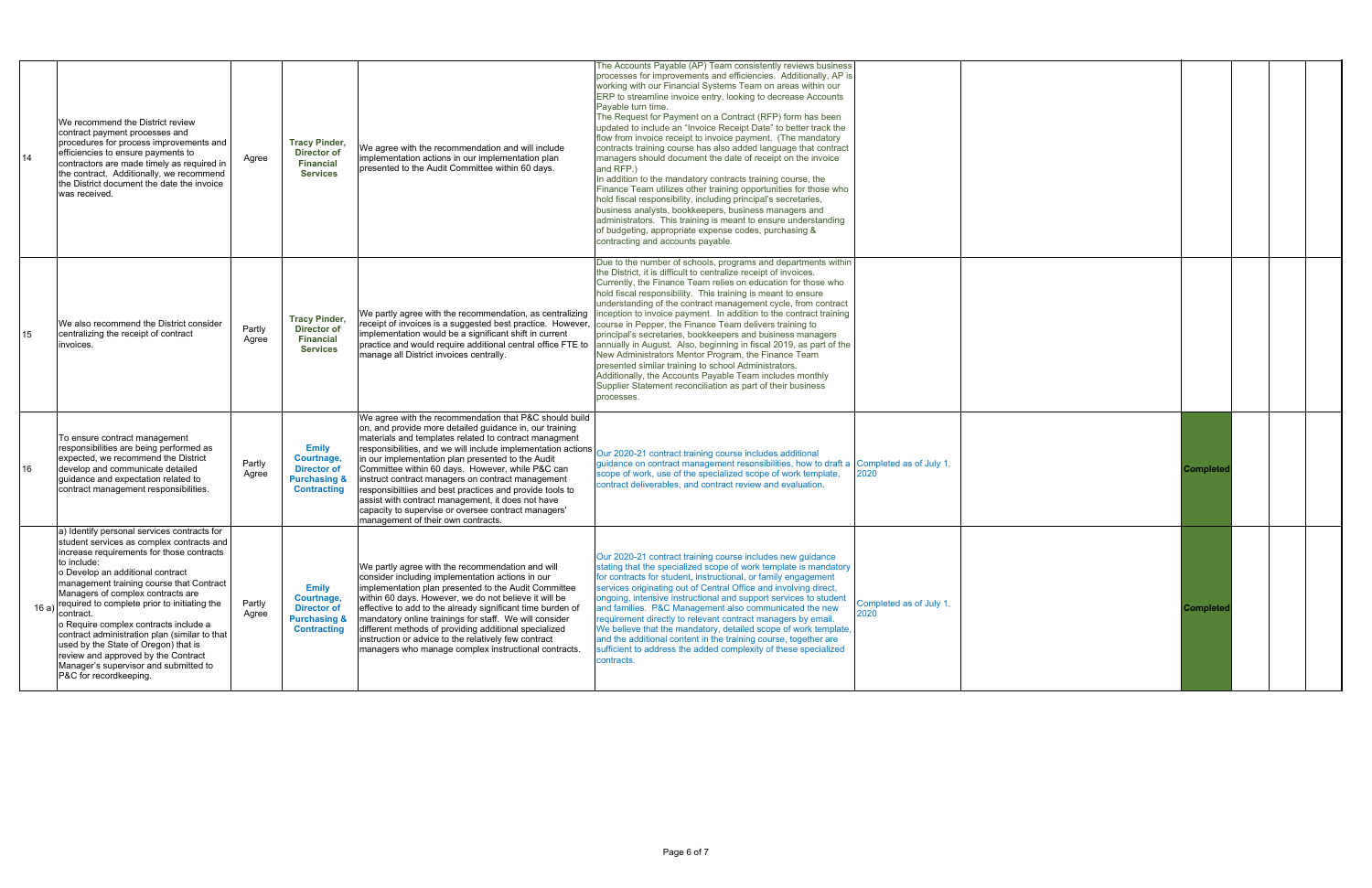| | | | | | | | | | | | |
|---|---|---|---|---|---|---|---|---|---|---|---|
| 14 | We recommend the District review contract payment processes and procedures for process improvements and efficiencies to ensure payments to contractors are made timely as required in the contract. Additionally, we recommend the District document the date the invoice was received. | Agree | **Tracy Pinder, Director of Financial Services** | We agree with the recommendation and will include implementation actions in our implementation plan presented to the Audit Committee within 60 days. | The Accounts Payable (AP) Team consistently reviews business processes for improvements and efficiencies. Additionally, AP is working with our Financial Systems Team on areas within our ERP to streamline invoice entry, looking to decrease Accounts Payable turn time.<br>The Request for Payment on a Contract (RFP) form has been updated to include an "Invoice Receipt Date" to better track the flow from invoice receipt to invoice payment. (The mandatory contracts training course has also added language that contract managers should document the date of receipt on the invoice and RFP.)<br>In addition to the mandatory contracts training course, the Finance Team utilizes other training opportunities for those who hold fiscal responsibility, including principal's secretaries, business analysts, bookkeepers, business managers and administrators. This training is meant to ensure understanding of budgeting, appropriate expense codes, purchasing & contracting and accounts payable. | | | | | | |
| 15 | We also recommend the District consider centralizing the receipt of contract invoices. | Partly Agree | **Tracy Pinder, Director of Financial Services** | We partly agree with the recommendation, as centralizing receipt of invoices is a suggested best practice. However, implementation would be a significant shift in current practice and would require additional central office FTE to manage all District invoices centrally. | Due to the number of schools, programs and departments within the District, it is difficult to centralize receipt of invoices. Currently, the Finance Team relies on education for those who hold fiscal responsibility. This training is meant to ensure understanding of the contract management cycle, from contract inception to invoice payment. In addition to the contract training course in Pepper, the Finance Team delivers training to principal's secretaries, bookkeepers and business managers annually in August. Also, beginning in fiscal 2019, as part of the New Administrators Mentor Program, the Finance Team presented similar training to school Administrators.<br>Additionally, the Accounts Payable Team includes monthly Supplier Statement reconciliation as part of their business processes. | | | | | | |
| 16 | To ensure contract management responsibilities are being performed as expected, we recommend the District develop and communicate detailed guidance and expectation related to contract management responsibilities. | Partly Agree | **Emily Courtnage, Director of Purchasing & Contracting** | We agree with the recommendation that P&C should build on, and provide more detailed guidance in, our training materials and templates related to contract managment responsibilities, and we will include implementation actions in our implementation plan presented to the Audit Committee within 60 days. However, while P&C can instruct contract managers on contract management responsibilties and best practices and provide tools to assist with contract management, it does not have capacity to supervise or oversee contract managers' management of their own contracts. | Our 2020-21 contract training course includes additional guidance on contract management resonsibilities, how to draft a scope of work, use of the specialized scope of work template, contract deliverables, and contract review and evaluation. | Completed as of July 1, 2020 | | **Completed** | | | |
| 16 a) | a) Identify personal services contracts for student services as complex contracts and increase requirements for those contracts to include:<br>o Develop an additional contract management training course that Contract Managers of complex contracts are required to complete prior to initiating the contract.<br>o Require complex contracts include a contract administration plan (similar to that used by the State of Oregon) that is review and approved by the Contract Manager's supervisor and submitted to P&C for recordkeeping. | Partly Agree | **Emily Courtnage, Director of Purchasing & Contracting** | We partly agree with the recommendation and will consider including implementation actions in our implementation plan presented to the Audit Committee within 60 days. However, we do not believe it will be effective to add to the already significant time burden of mandatory online trainings for staff. We will consider different methods of providing additional specialized instruction or advice to the relatively few contract managers who manage complex instructional contracts. | Our 2020-21 contract training course includes new guidance stating that the specialized scope of work template is mandatory for contracts for student, instructional, or family engagement services originating out of Central Office and involving direct, ongoing, intensive instructional and support services to student and families. P&C Management also communicated the new requirement directly to relevant contract managers by email. We believe that the mandatory, detailed scope of work template, and the additional content in the training course, together are sufficient to address the added complexity of these specialized contracts. | Completed as of July 1, 2020 | | **Completed** | | | |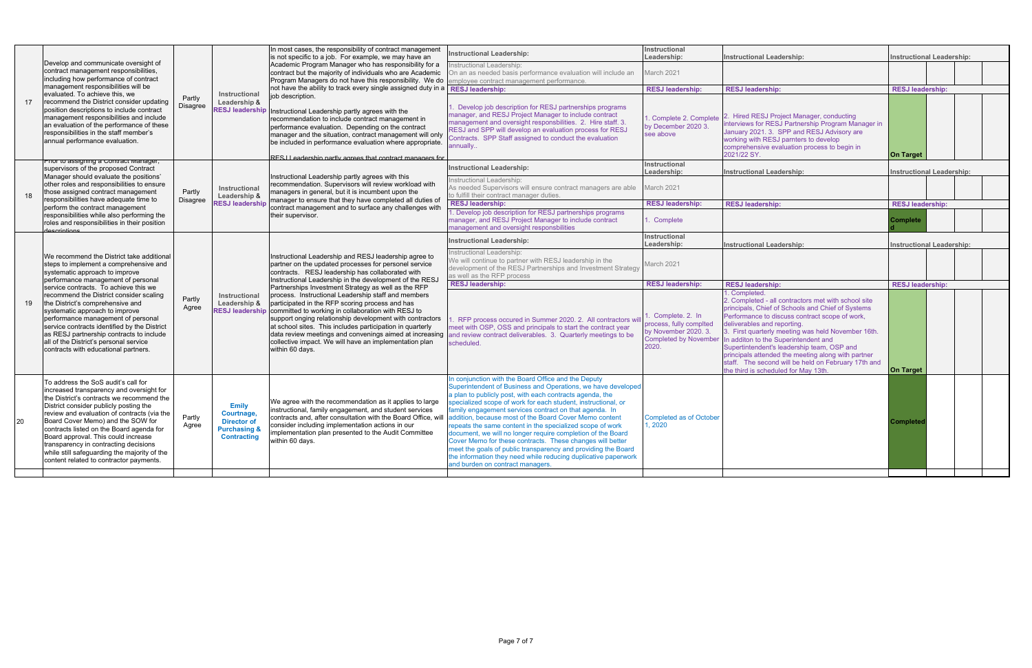| | | | | | | | | | | | |
|---|---|---|---|---|---|---|---|---|---|---|---|
| 17 | Develop and communicate oversight of contract management responsibilities, including how performance of contract management responsibilities will be evaluated. To achieve this, we recommend the District consider updating position descriptions to include contract management responsibilities and include an evaluation of the performance of these responsibilities in the staff member's annual performance evaluation. | Partly Disagree | Instructional Leadership & RESJ leadership | In most cases, the responsibility of contract management is not specific to a job. For example, we may have an Academic Program Manager who has responsibility for a contract but the majority of individuals who are Academic Program Managers do not have this responsibility. We do not have the ability to track every single assigned duty in a job description.<br><br>Instructional Leadership partly agrees with the recommendation to include contract management in performance evaluation. Depending on the contract manager and the situation, contract management will only be included in performance evaluation where appropriate.<br><br>RESJ Leadership partly agrees that contract managers for | **Instructional Leadership:**<br>Instructional Leadership:<br>On an as needed basis performance evaluation will include an employee contract management performance.<br>**RESJ leadership:**<br>1. Develop job description for RESJ partnerships programs manager, and RESJ Project Manager to include contract management and oversight responsibilities. 2. Hire staff. 3. RESJ and SPP will develop an evaluation process for RESJ Contracts. SPP Staff assigned to conduct the evaluation annually.. | **Instructional Leadership:**<br>March 2021<br>**RESJ leadership:**<br>1. Complete 2. Complete by December 2020 3. see above | **Instructional Leadership:**<br><br>**RESJ leadership:**<br>2. Hired RESJ Project Manager, conducting interviews for RESJ Partnership Program Manager in January 2021. 3. SPP and RESJ Advisory are working with RESJ parnters to develop comprehensive evaluation process to begin in 2021/22 SY. | **Instructional Leadership:**<br><br>**RESJ leadership:**<br>On Target | | | |
| 18 | Prior to assigning a Contract Manager, supervisors of the proposed Contract Manager should evaluate the positions' other roles and responsibilities to ensure those assigned contract management responsibilities have adequate time to perform the contract management responsibilities while also performing the roles and responsibilities in their position descriptions | Partly Disagree | Instructional Leadership & RESJ leadership | Instructional Leadership partly agrees with this recommendation. Supervisors will review workload with managers in general, but it is incumbent upon the manager to ensure that they have completed all duties of contract management and to surface any challenges with their supervisor. | **Instructional Leadership:**<br>Instructional Leadership:<br>As needed Supervisors will ensure contract managers are able to fulfill their contract manager duties.<br>**RESJ leadership:**<br>1. Develop job description for RESJ partnerships programs manager, and RESJ Project Manager to include contract management and oversight responsibilities | **Instructional Leadership:**<br>March 2021<br>**RESJ leadership:**<br>1. Complete | **Instructional Leadership:**<br><br>**RESJ leadership:** | **Instructional Leadership:**<br><br>**RESJ leadership:**<br>Completed | | | |
| 19 | We recommend the District take additional steps to implement a comprehensive and systematic approach to improve performance management of personal service contracts. To achieve this we recommend the District consider scaling the District's comprehensive and systematic approach to improve performance management of personal service contracts identified by the District as RESJ partnership contracts to include all of the District's personal service contracts with educational partners. | Partly Agree | Instructional Leadership & RESJ leadership | Instructional Leadership and RESJ leadership agree to partner on the updated processes for personel service contracts. RESJ leadership has collaborated with Instructional Leadership in the development of the RESJ Partnerships Investment Strategy as well as the RFP process. Instructional Leadership staff and members participated in the RFP scoring process and has committed to working in collaboration with RESJ to support ongoing relationship development with contractors at school sites. This includes participation in quarterly data review meetings and convenings aimed at increasing collective impact. We will have an implementation plan within 60 days. | **Instructional Leadership:**<br>Instructional Leadership:<br>We will continue to partner with RESJ leadership in the development of the RESJ Partnerships and Investment Strategy as well as the RFP process<br>**RESJ leadership:**<br>1. RFP process occured in Summer 2020. 2. All contractors will meet with OSP, OSS and principals to start the contract year and review contract deliverables. 3. Quarterly meetings to be scheduled. | **Instructional Leadership:**<br>March 2021<br>**RESJ leadership:**<br>1. Complete. 2. In process, fully complted by November 2020. 3. Completed by November 2020. | **Instructional Leadership:**<br><br>**RESJ leadership:**<br>1. Completed.<br>2. Completed - all contractors met with school site principals, Chief of Schools and Chief of Systems Performance to discuss contract scope of work, deliverables and reporting.<br>3. First quarterly meeting was held November 16th. In additon to the Superintendent and Supertintendent's leadership team, OSP and principals attended the meeting along with partner staff. The second will be held on February 17th and the third is scheduled for May 13th. | **Instructional Leadership:**<br><br>**RESJ leadership:**<br>On Target | | | |
| 20 | To address the SoS audit's call for increased transparency and oversight for the District's contracts we recommend the District consider publicly posting the review and evaluation of contracts (via the Board Cover Memo) and the SOW for contracts listed on the Board agenda for Board approval. This could increase transparency in contracting decisions while still safeguarding the majority of the content related to contractor payments. | Partly Agree | Emily Courtnage, Director of Purchasing & Contracting | We agree with the recommendation as it applies to large instructional, family engagement, and student services contracts and, after consultation with the Board Office, will consider including implementation actions in our implementation plan presented to the Audit Committee within 60 days. | In conjunction with the Board Office and the Deputy Superintendent of Business and Operations, we have developed a plan to publicly post, with each contracts agenda, the specialized scope of work for each student, instructional, or family engagement services contract on that agenda. In addition, because most of the Board Cover Memo content repeats the same content in the specialized scope of work document, we will no longer require completion of the Board Cover Memo for these contracts. These changes will better meet the goals of public transparency and providing the Board the information they need while reducing duplicative paperwork and burden on contract managers. | Completed as of October 1, 2020 | | Completed | | | |